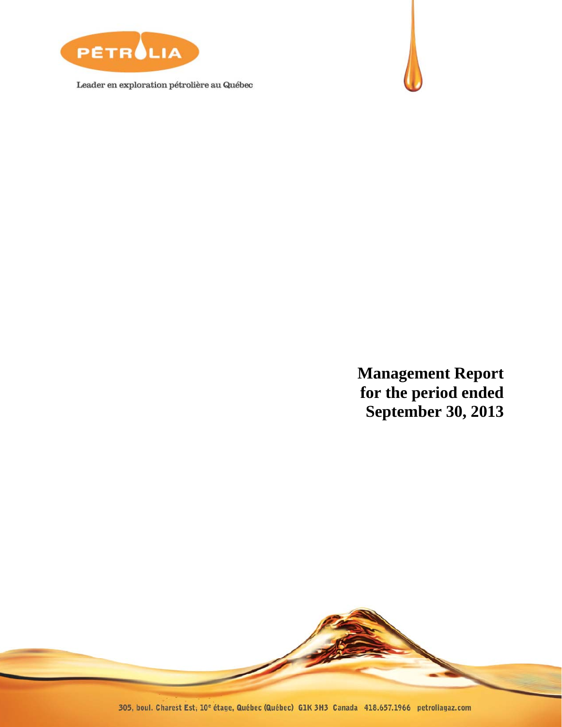PÉTROLIA

Leader en exploration pétrolière au Québec

# Management Report for the period ended September 30, 2013

305, boul. Charest Est, 10e étage, Québec (Québec) G1K 3H3 Canada 418.657.1966 petroliagaz.com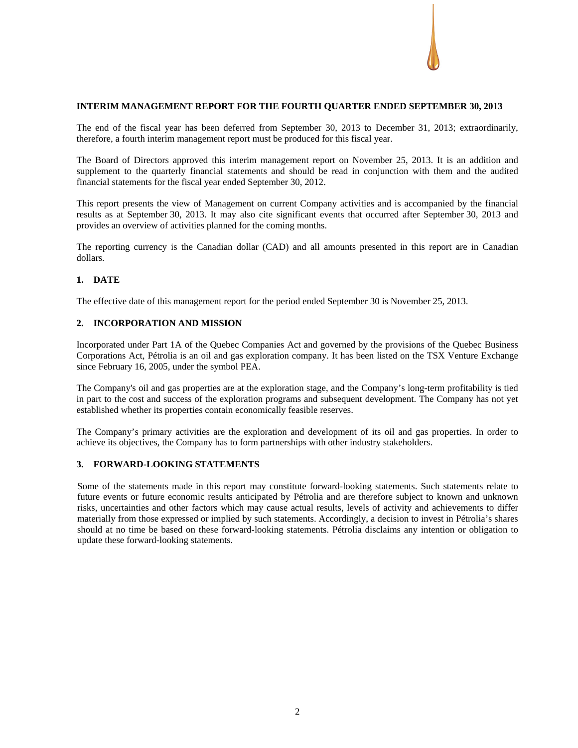**INTERIM MANAGEMENT REPORT FOR THE FOURTH QUARTER ENDED SEPTEMBER 30, 2013**

The end of the fiscal year has been deferred from September 30, 2013 to December 31, 2013; extraordinarily, therefore, a fourth interim management report must be produced for this fiscal year.

The Board of Directors approved this interim management report on November 25, 2013. It is an addition and supplement to the quarterly financial statements and should be read in conjunction with them and the audited financial statements for the fiscal year ended September 30, 2012.

This report presents the view of Management on current Company activities and is accompanied by the financial results as at September 30, 2013. It may also cite significant events that occurred after September 30, 2013 and provides an overview of activities planned for the coming months.

The reporting currency is the Canadian dollar (CAD) and all amounts presented in this report are in Canadian dollars.

## 1. DATE

The effective date of this management report for the period ended September 30 is November 25, 2013.

## 2. INCORPORATION AND MISSION

Incorporated under Part 1A of the Quebec Companies Act and governed by the provisions of the Quebec Business Corporations Act, Pétrolia is an oil and gas exploration company. It has been listed on the TSX Venture Exchange since February 16, 2005, under the symbol PEA.

The Company's oil and gas properties are at the exploration stage, and the Company's long-term profitability is tied in part to the cost and success of the exploration programs and subsequent development. The Company has not yet established whether its properties contain economically feasible reserves.

The Company's primary activities are the exploration and development of its oil and gas properties. In order to achieve its objectives, the Company has to form partnerships with other industry stakeholders.

## 3. FORWARD-LOOKING STATEMENTS

Some of the statements made in this report may constitute forward-looking statements. Such statements relate to future events or future economic results anticipated by Pétrolia and are therefore subject to known and unknown risks, uncertainties and other factors which may cause actual results, levels of activity and achievements to differ materially from those expressed or implied by such statements. Accordingly, a decision to invest in Pétrolia's shares should at no time be based on these forward-looking statements. Pétrolia disclaims any intention or obligation to update these forward-looking statements.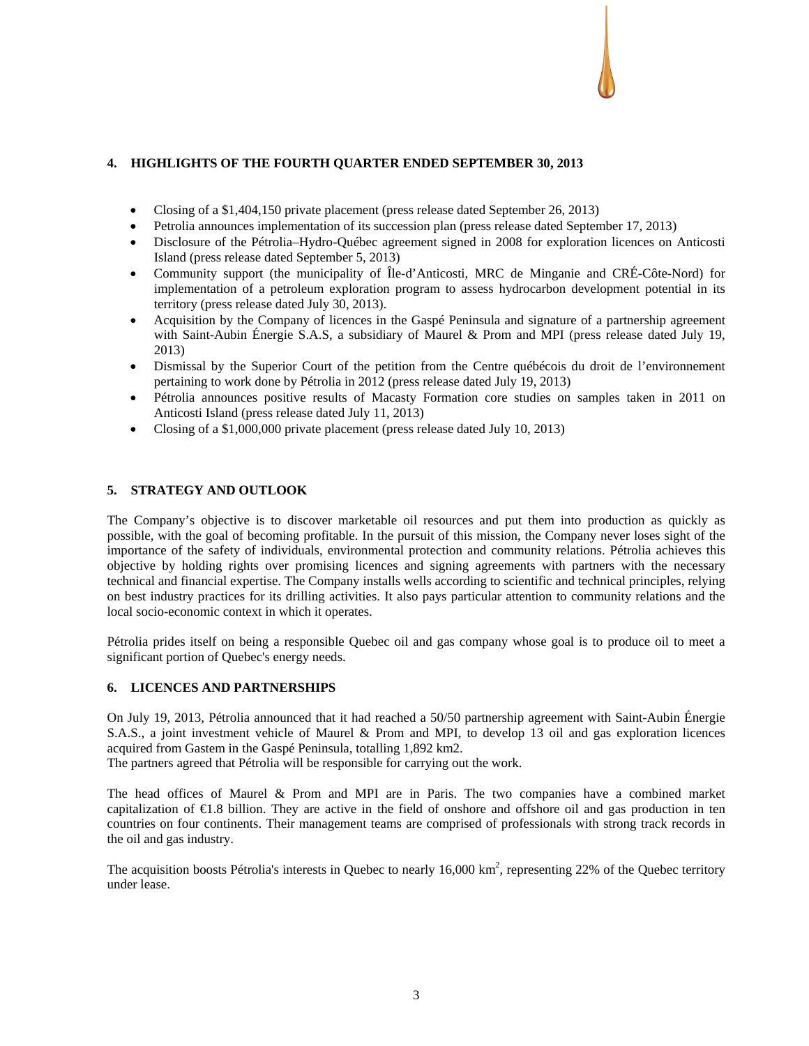## 4. HIGHLIGHTS OF THE FOURTH QUARTER ENDED SEPTEMBER 30, 2013

- Closing of a $1,404,150 private placement (press release dated September 26, 2013)
- Petrolia announces implementation of its succession plan (press release dated September 17, 2013)
- Disclosure of the Pétrolia–Hydro-Québec agreement signed in 2008 for exploration licences on Anticosti Island (press release dated September 5, 2013)
- Community support (the municipality of Île-d'Anticosti, MRC de Minganie and CRÉ-Côte-Nord) for implementation of a petroleum exploration program to assess hydrocarbon development potential in its territory (press release dated July 30, 2013).
- Acquisition by the Company of licences in the Gaspé Peninsula and signature of a partnership agreement with Saint-Aubin Énergie S.A.S, a subsidiary of Maurel & Prom and MPI (press release dated July 19, 2013)
- Dismissal by the Superior Court of the petition from the Centre québécois du droit de l'environnement pertaining to work done by Pétrolia in 2012 (press release dated July 19, 2013)
- Pétrolia announces positive results of Macasty Formation core studies on samples taken in 2011 on Anticosti Island (press release dated July 11, 2013)
- Closing of a $1,000,000 private placement (press release dated July 10, 2013)

## 5. STRATEGY AND OUTLOOK

The Company's objective is to discover marketable oil resources and put them into production as quickly as possible, with the goal of becoming profitable. In the pursuit of this mission, the Company never loses sight of the importance of the safety of individuals, environmental protection and community relations. Pétrolia achieves this objective by holding rights over promising licences and signing agreements with partners with the necessary technical and financial expertise. The Company installs wells according to scientific and technical principles, relying on best industry practices for its drilling activities. It also pays particular attention to community relations and the local socio-economic context in which it operates.

Pétrolia prides itself on being a responsible Quebec oil and gas company whose goal is to produce oil to meet a significant portion of Quebec's energy needs.

## 6. LICENCES AND PARTNERSHIPS

On July 19, 2013, Pétrolia announced that it had reached a 50/50 partnership agreement with Saint-Aubin Énergie S.A.S., a joint investment vehicle of Maurel & Prom and MPI, to develop 13 oil and gas exploration licences acquired from Gastem in the Gaspé Peninsula, totalling 1,892 km2.
The partners agreed that Pétrolia will be responsible for carrying out the work.

The head offices of Maurel & Prom and MPI are in Paris. The two companies have a combined market capitalization of €1.8 billion. They are active in the field of onshore and offshore oil and gas production in ten countries on four continents. Their management teams are comprised of professionals with strong track records in the oil and gas industry.

The acquisition boosts Pétrolia's interests in Quebec to nearly 16,000 $km^2$, representing 22% of the Quebec territory under lease.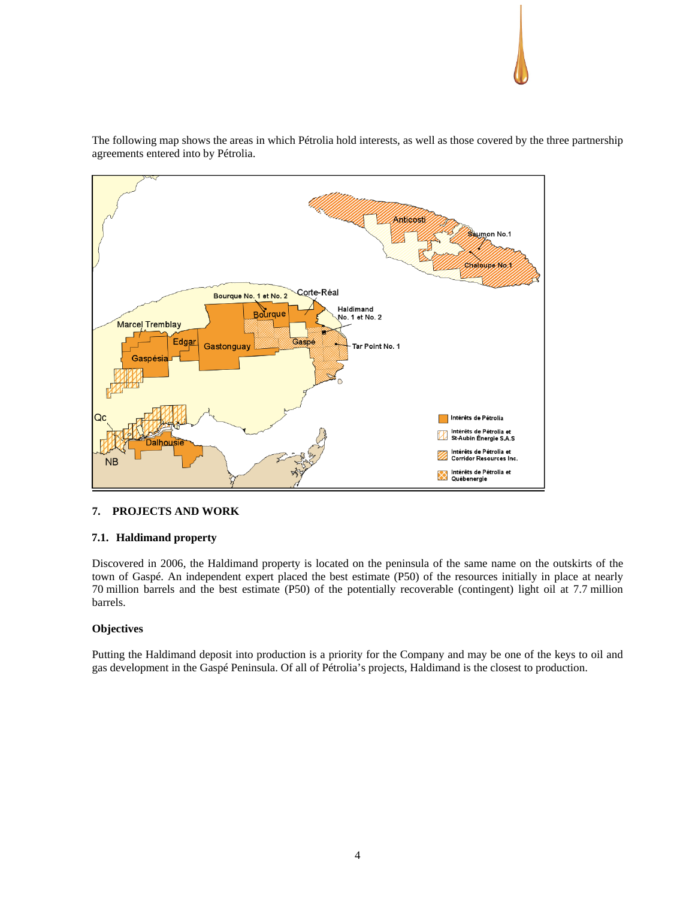The following map shows the areas in which Pétrolia hold interests, as well as those covered by the three partnership agreements entered into by Pétrolia.

## 7. PROJECTS AND WORK

### 7.1. Haldimand property

Discovered in 2006, the Haldimand property is located on the peninsula of the same name on the outskirts of the town of Gaspé. An independent expert placed the best estimate (P50) of the resources initially in place at nearly 70 million barrels and the best estimate (P50) of the potentially recoverable (contingent) light oil at 7.7 million barrels.

#### Objectives

Putting the Haldimand deposit into production is a priority for the Company and may be one of the keys to oil and gas development in the Gaspé Peninsula. Of all of Pétrolia's projects, Haldimand is the closest to production.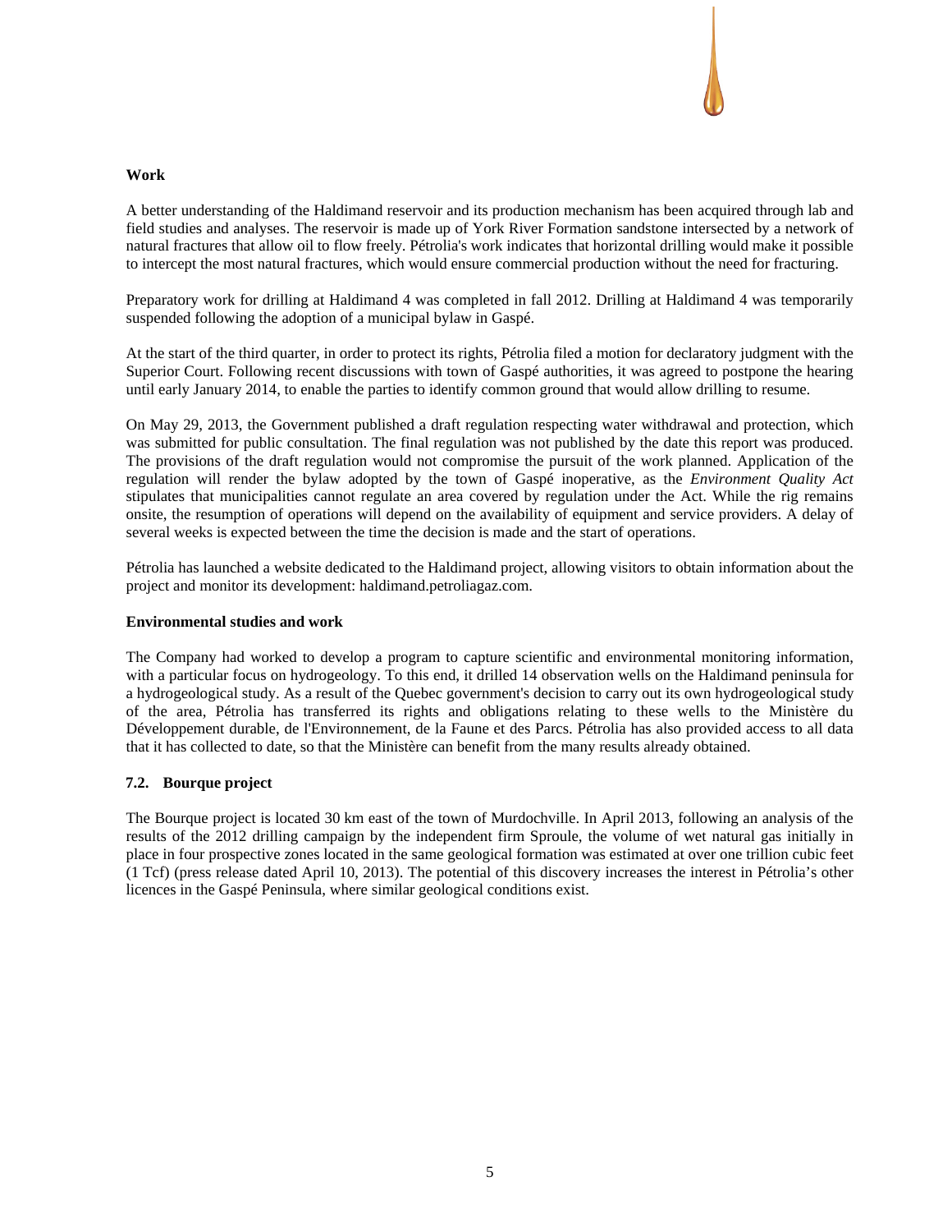**Work**

A better understanding of the Haldimand reservoir and its production mechanism has been acquired through lab and field studies and analyses. The reservoir is made up of York River Formation sandstone intersected by a network of natural fractures that allow oil to flow freely. Pétrolia's work indicates that horizontal drilling would make it possible to intercept the most natural fractures, which would ensure commercial production without the need for fracturing.

Preparatory work for drilling at Haldimand 4 was completed in fall 2012. Drilling at Haldimand 4 was temporarily suspended following the adoption of a municipal bylaw in Gaspé.

At the start of the third quarter, in order to protect its rights, Pétrolia filed a motion for declaratory judgment with the Superior Court. Following recent discussions with town of Gaspé authorities, it was agreed to postpone the hearing until early January 2014, to enable the parties to identify common ground that would allow drilling to resume.

On May 29, 2013, the Government published a draft regulation respecting water withdrawal and protection, which was submitted for public consultation. The final regulation was not published by the date this report was produced. The provisions of the draft regulation would not compromise the pursuit of the work planned. Application of the regulation will render the bylaw adopted by the town of Gaspé inoperative, as the *Environment Quality Act* stipulates that municipalities cannot regulate an area covered by regulation under the Act. While the rig remains onsite, the resumption of operations will depend on the availability of equipment and service providers. A delay of several weeks is expected between the time the decision is made and the start of operations.

Pétrolia has launched a website dedicated to the Haldimand project, allowing visitors to obtain information about the project and monitor its development: haldimand.petroliagaz.com.

**Environmental studies and work**

The Company had worked to develop a program to capture scientific and environmental monitoring information, with a particular focus on hydrogeology. To this end, it drilled 14 observation wells on the Haldimand peninsula for a hydrogeological study. As a result of the Quebec government's decision to carry out its own hydrogeological study of the area, Pétrolia has transferred its rights and obligations relating to these wells to the Ministère du Développement durable, de l'Environnement, de la Faune et des Parcs. Pétrolia has also provided access to all data that it has collected to date, so that the Ministère can benefit from the many results already obtained.

### 7.2. Bourque project

The Bourque project is located 30 km east of the town of Murdochville. In April 2013, following an analysis of the results of the 2012 drilling campaign by the independent firm Sproule, the volume of wet natural gas initially in place in four prospective zones located in the same geological formation was estimated at over one trillion cubic feet (1 Tcf) (press release dated April 10, 2013). The potential of this discovery increases the interest in Pétrolia's other licences in the Gaspé Peninsula, where similar geological conditions exist.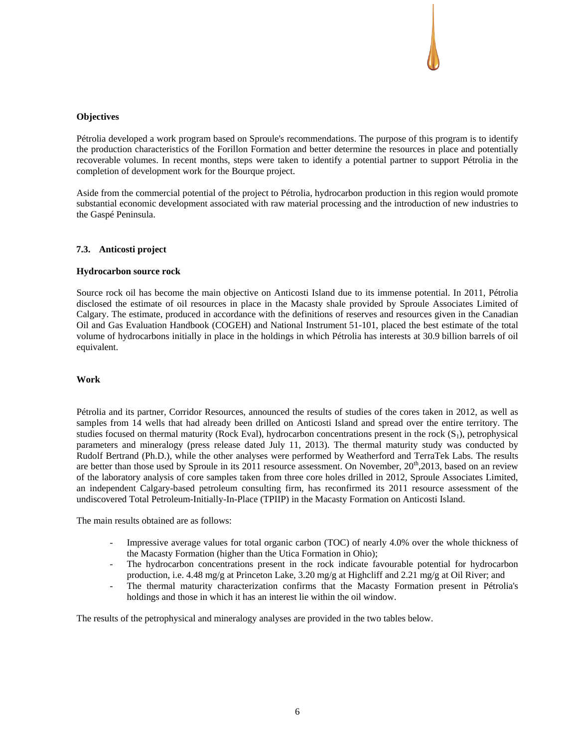**Objectives**

Pétrolia developed a work program based on Sproule's recommendations. The purpose of this program is to identify the production characteristics of the Forillon Formation and better determine the resources in place and potentially recoverable volumes. In recent months, steps were taken to identify a potential partner to support Pétrolia in the completion of development work for the Bourque project.

Aside from the commercial potential of the project to Pétrolia, hydrocarbon production in this region would promote substantial economic development associated with raw material processing and the introduction of new industries to the Gaspé Peninsula.

### 7.3. Anticosti project

**Hydrocarbon source rock**

Source rock oil has become the main objective on Anticosti Island due to its immense potential. In 2011, Pétrolia disclosed the estimate of oil resources in place in the Macasty shale provided by Sproule Associates Limited of Calgary. The estimate, produced in accordance with the definitions of reserves and resources given in the Canadian Oil and Gas Evaluation Handbook (COGEH) and National Instrument 51-101, placed the best estimate of the total volume of hydrocarbons initially in place in the holdings in which Pétrolia has interests at 30.9 billion barrels of oil equivalent.

**Work**

Pétrolia and its partner, Corridor Resources, announced the results of studies of the cores taken in 2012, as well as samples from 14 wells that had already been drilled on Anticosti Island and spread over the entire territory. The studies focused on thermal maturity (Rock Eval), hydrocarbon concentrations present in the rock ($S_1$), petrophysical parameters and mineralogy (press release dated July 11, 2013). The thermal maturity study was conducted by Rudolf Bertrand (Ph.D.), while the other analyses were performed by Weatherford and TerraTek Labs. The results are better than those used by Sproule in its 2011 resource assessment. On November, 20th,2013, based on an review of the laboratory analysis of core samples taken from three core holes drilled in 2012, Sproule Associates Limited, an independent Calgary-based petroleum consulting firm, has reconfirmed its 2011 resource assessment of the undiscovered Total Petroleum-Initially-In-Place (TPIIP) in the Macasty Formation on Anticosti Island.

The main results obtained are as follows:

- Impressive average values for total organic carbon (TOC) of nearly 4.0% over the whole thickness of the Macasty Formation (higher than the Utica Formation in Ohio);
- The hydrocarbon concentrations present in the rock indicate favourable potential for hydrocarbon production, i.e. 4.48 mg/g at Princeton Lake, 3.20 mg/g at Highcliff and 2.21 mg/g at Oil River; and
- The thermal maturity characterization confirms that the Macasty Formation present in Pétrolia's holdings and those in which it has an interest lie within the oil window.

The results of the petrophysical and mineralogy analyses are provided in the two tables below.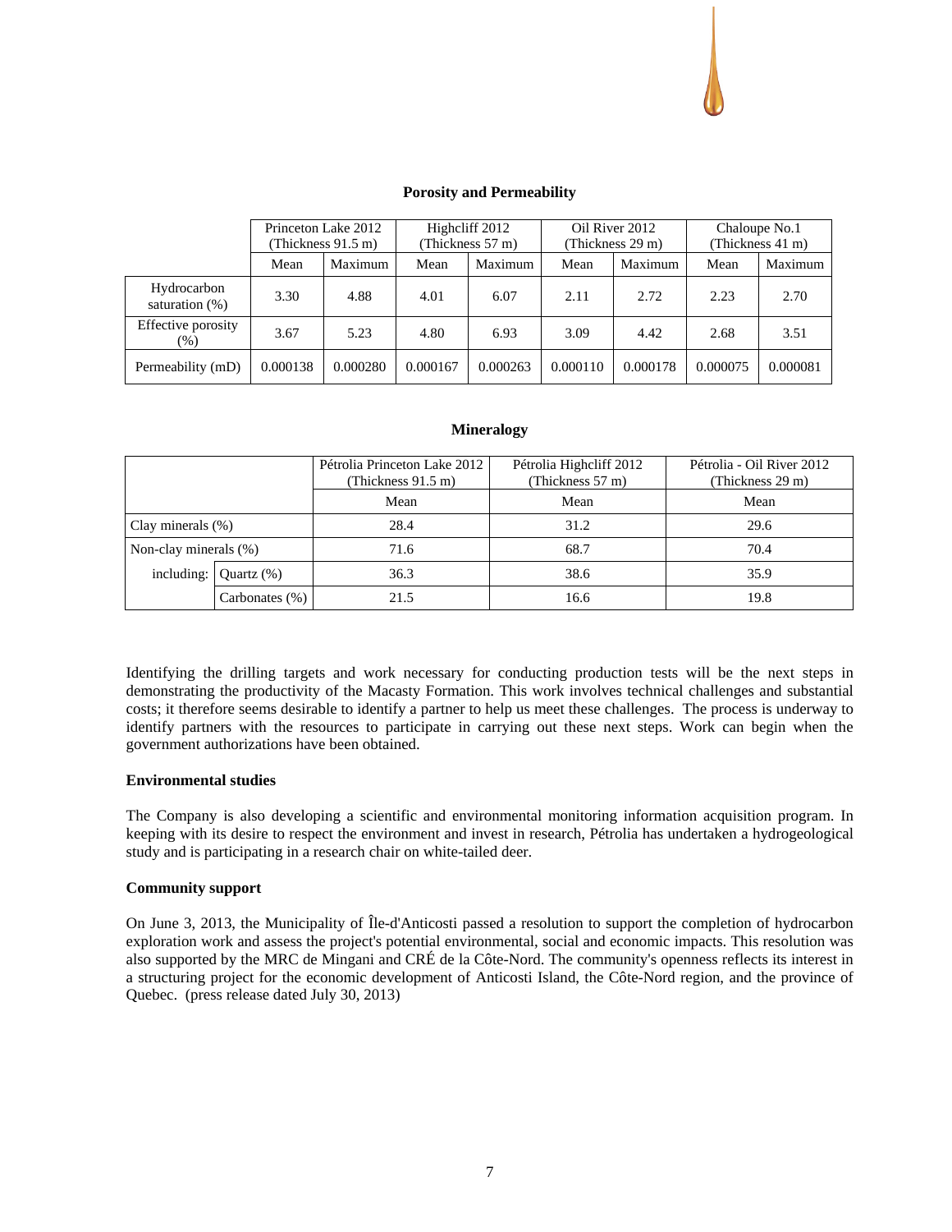### Porosity and Permeability

| | Princeton Lake 2012 (Thickness 91.5 m) | | Highcliff 2012 (Thickness 57 m) | | Oil River 2012 (Thickness 29 m) | | Chaloupe No.1 (Thickness 41 m) | |
|---|---|---|---|---|---|---|---|---|
| | Mean | Maximum | Mean | Maximum | Mean | Maximum | Mean | Maximum |
| Hydrocarbon saturation (%) | 3.30 | 4.88 | 4.01 | 6.07 | 2.11 | 2.72 | 2.23 | 2.70 |
| Effective porosity (%) | 3.67 | 5.23 | 4.80 | 6.93 | 3.09 | 4.42 | 2.68 | 3.51 |
| Permeability (mD) | 0.000138 | 0.000280 | 0.000167 | 0.000263 | 0.000110 | 0.000178 | 0.000075 | 0.000081 |

### Mineralogy

| | | Pétrolia Princeton Lake 2012 (Thickness 91.5 m) | Pétrolia Highcliff 2012 (Thickness 57 m) | Pétrolia - Oil River 2012 (Thickness 29 m) |
|---|---|---|---|---|
| | | Mean | Mean | Mean |
| Clay minerals (%) | | 28.4 | 31.2 | 29.6 |
| Non-clay minerals (%) | | 71.6 | 68.7 | 70.4 |
| including: | Quartz (%) | 36.3 | 38.6 | 35.9 |
| | Carbonates (%) | 21.5 | 16.6 | 19.8 |

Identifying the drilling targets and work necessary for conducting production tests will be the next steps in demonstrating the productivity of the Macasty Formation. This work involves technical challenges and substantial costs; it therefore seems desirable to identify a partner to help us meet these challenges. The process is underway to identify partners with the resources to participate in carrying out these next steps. Work can begin when the government authorizations have been obtained.

**Environmental studies**

The Company is also developing a scientific and environmental monitoring information acquisition program. In keeping with its desire to respect the environment and invest in research, Pétrolia has undertaken a hydrogeological study and is participating in a research chair on white-tailed deer.

**Community support**

On June 3, 2013, the Municipality of Île-d'Anticosti passed a resolution to support the completion of hydrocarbon exploration work and assess the project's potential environmental, social and economic impacts. This resolution was also supported by the MRC de Mingani and CRÉ de la Côte-Nord. The community's openness reflects its interest in a structuring project for the economic development of Anticosti Island, the Côte-Nord region, and the province of Quebec. (press release dated July 30, 2013)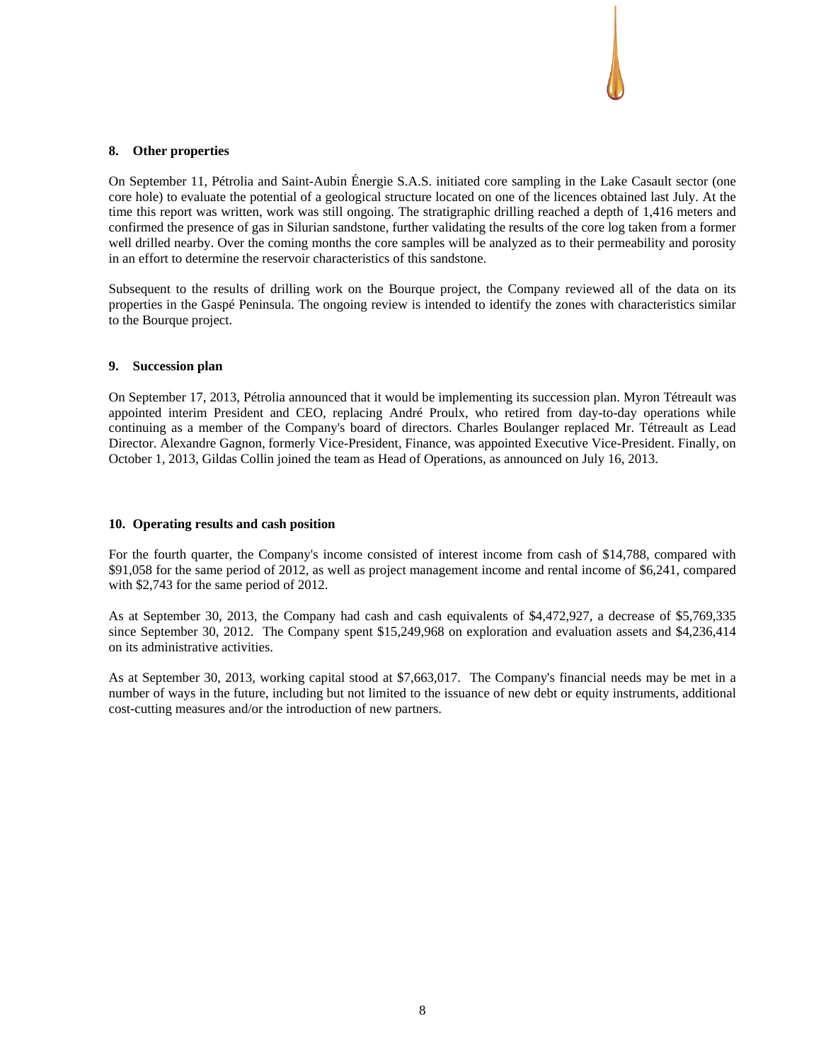## 8. Other properties

On September 11, Pétrolia and Saint-Aubin Énergie S.A.S. initiated core sampling in the Lake Casault sector (one core hole) to evaluate the potential of a geological structure located on one of the licences obtained last July. At the time this report was written, work was still ongoing. The stratigraphic drilling reached a depth of 1,416 meters and confirmed the presence of gas in Silurian sandstone, further validating the results of the core log taken from a former well drilled nearby. Over the coming months the core samples will be analyzed as to their permeability and porosity in an effort to determine the reservoir characteristics of this sandstone.

Subsequent to the results of drilling work on the Bourque project, the Company reviewed all of the data on its properties in the Gaspé Peninsula. The ongoing review is intended to identify the zones with characteristics similar to the Bourque project.

## 9. Succession plan

On September 17, 2013, Pétrolia announced that it would be implementing its succession plan. Myron Tétreault was appointed interim President and CEO, replacing André Proulx, who retired from day-to-day operations while continuing as a member of the Company's board of directors. Charles Boulanger replaced Mr. Tétreault as Lead Director. Alexandre Gagnon, formerly Vice-President, Finance, was appointed Executive Vice-President. Finally, on October 1, 2013, Gildas Collin joined the team as Head of Operations, as announced on July 16, 2013.

## 10. Operating results and cash position

For the fourth quarter, the Company's income consisted of interest income from cash of $14,788, compared with $91,058 for the same period of 2012, as well as project management income and rental income of $6,241, compared with $2,743 for the same period of 2012.

As at September 30, 2013, the Company had cash and cash equivalents of $4,472,927, a decrease of $5,769,335 since September 30, 2012. The Company spent $15,249,968 on exploration and evaluation assets and $4,236,414 on its administrative activities.

As at September 30, 2013, working capital stood at $7,663,017. The Company's financial needs may be met in a number of ways in the future, including but not limited to the issuance of new debt or equity instruments, additional cost-cutting measures and/or the introduction of new partners.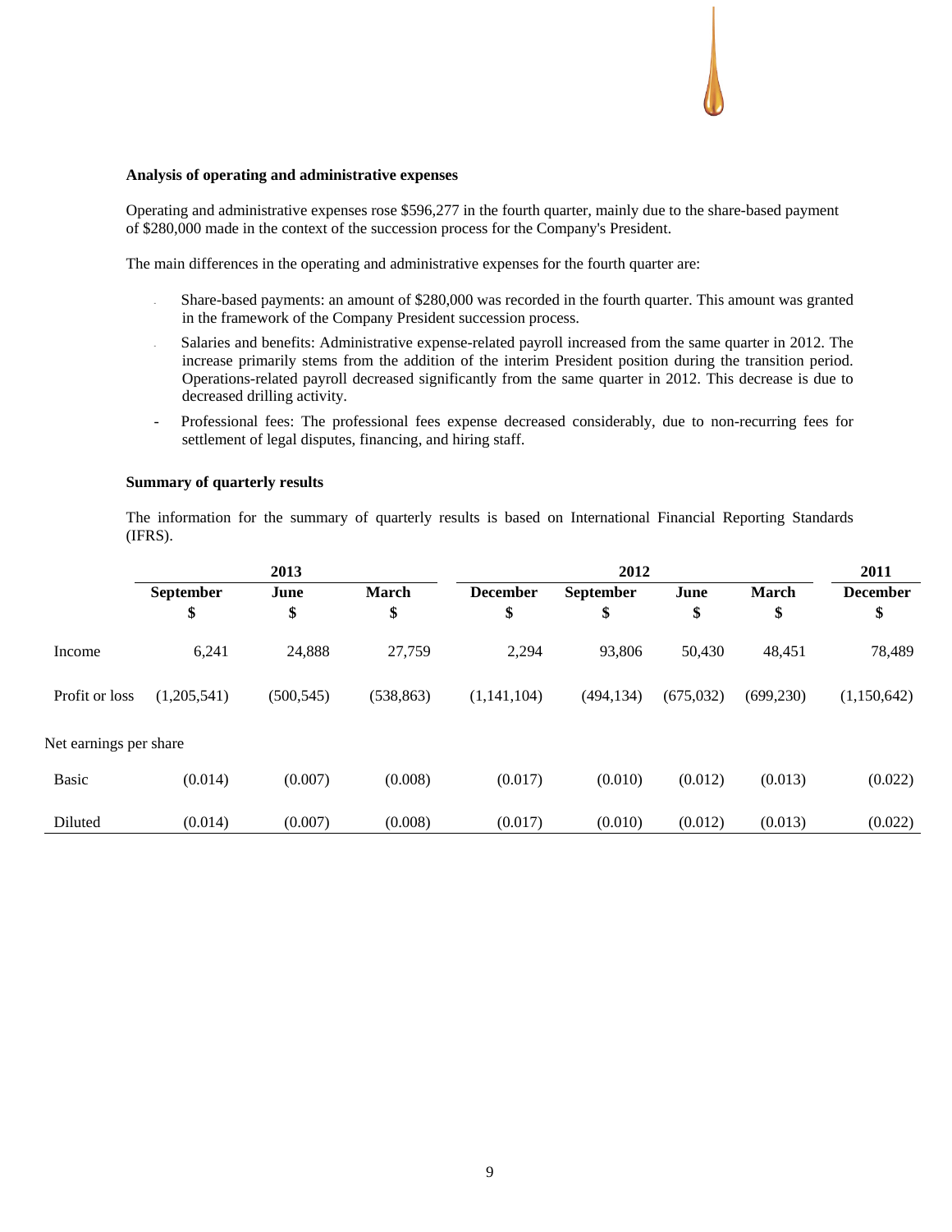**Analysis of operating and administrative expenses**

Operating and administrative expenses rose $596,277 in the fourth quarter, mainly due to the share-based payment of $280,000 made in the context of the succession process for the Company's President.

The main differences in the operating and administrative expenses for the fourth quarter are:

- Share-based payments: an amount of $280,000 was recorded in the fourth quarter. This amount was granted in the framework of the Company President succession process.
- Salaries and benefits: Administrative expense-related payroll increased from the same quarter in 2012. The increase primarily stems from the addition of the interim President position during the transition period. Operations-related payroll decreased significantly from the same quarter in 2012. This decrease is due to decreased drilling activity.
- Professional fees: The professional fees expense decreased considerably, due to non-recurring fees for settlement of legal disputes, financing, and hiring staff.

**Summary of quarterly results**

The information for the summary of quarterly results is based on International Financial Reporting Standards (IFRS).

| | 2013 | | | 2012 | | | | 2011 |
|---|---|---|---|---|---|---|---|---|
| | September<br>$ | June<br>$ | March<br>$ | December<br>$ | September<br>$ | June<br>$ | March<br>$ | December<br>$ |
| Income | 6,241 | 24,888 | 27,759 | 2,294 | 93,806 | 50,430 | 48,451 | 78,489 |
| Profit or loss | (1,205,541) | (500,545) | (538,863) | (1,141,104) | (494,134) | (675,032) | (699,230) | (1,150,642) |
| Net earnings per share | | | | | | | | |
| Basic | (0.014) | (0.007) | (0.008) | (0.017) | (0.010) | (0.012) | (0.013) | (0.022) |
| Diluted | (0.014) | (0.007) | (0.008) | (0.017) | (0.010) | (0.012) | (0.013) | (0.022) |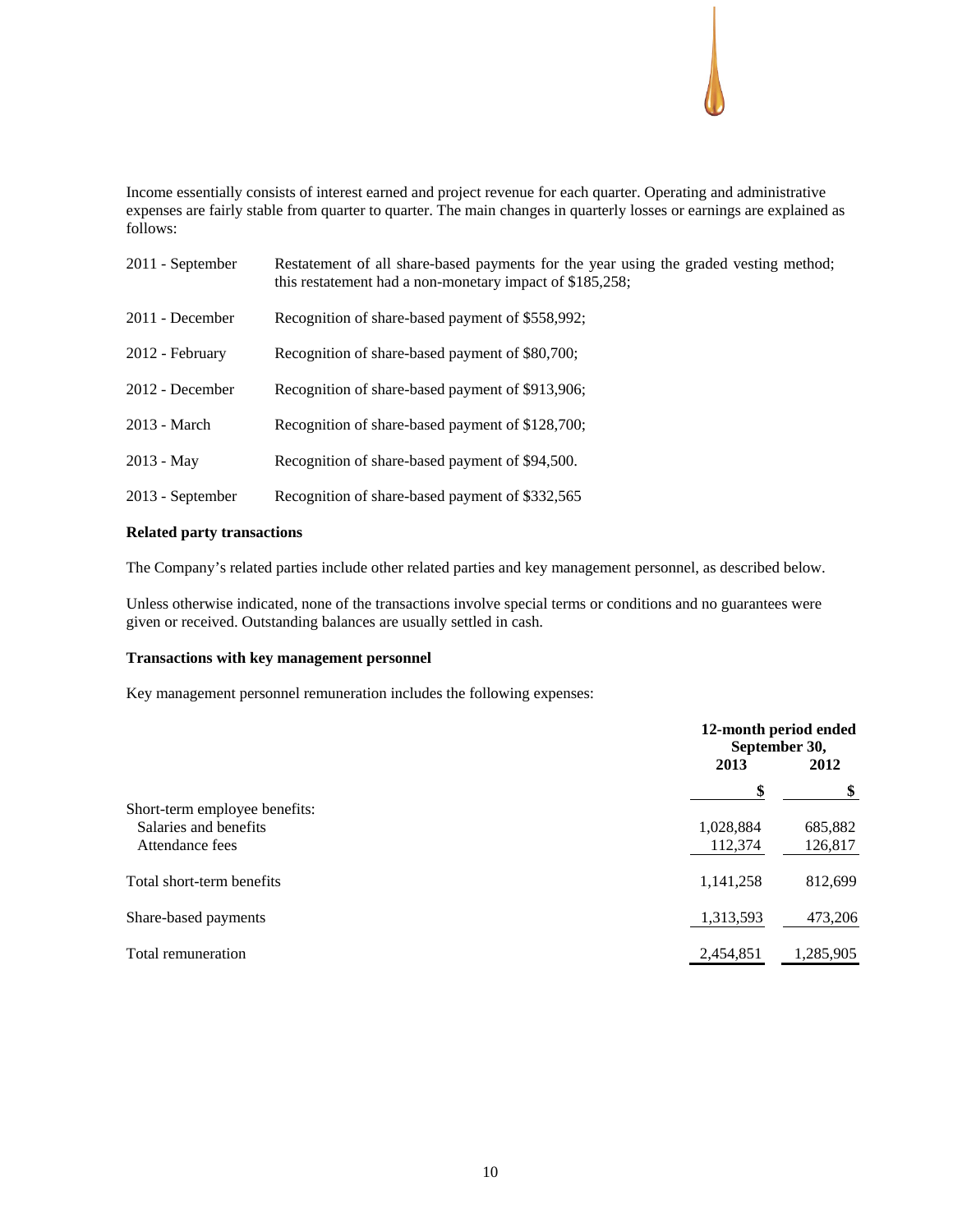Income essentially consists of interest earned and project revenue for each quarter. Operating and administrative expenses are fairly stable from quarter to quarter. The main changes in quarterly losses or earnings are explained as follows:

| | |
|---|---|
| 2011 - September | Restatement of all share-based payments for the year using the graded vesting method; this restatement had a non-monetary impact of $185,258; |
| 2011 - December | Recognition of share-based payment of $558,992; |
| 2012 - February | Recognition of share-based payment of $80,700; |
| 2012 - December | Recognition of share-based payment of $913,906; |
| 2013 - March | Recognition of share-based payment of $128,700; |
| 2013 - May | Recognition of share-based payment of $94,500. |
| 2013 - September | Recognition of share-based payment of $332,565 |

**Related party transactions**

The Company's related parties include other related parties and key management personnel, as described below.

Unless otherwise indicated, none of the transactions involve special terms or conditions and no guarantees were given or received. Outstanding balances are usually settled in cash.

**Transactions with key management personnel**

Key management personnel remuneration includes the following expenses:

| | 12-month period ended September 30, | |
|---|---|---|
| | 2013 | 2012 |
| | $ | $ |
| Short-term employee benefits: | | |
| Salaries and benefits | 1,028,884 | 685,882 |
| Attendance fees | 112,374 | 126,817 |
| Total short-term benefits | 1,141,258 | 812,699 |
| Share-based payments | 1,313,593 | 473,206 |
| Total remuneration | 2,454,851 | 1,285,905 |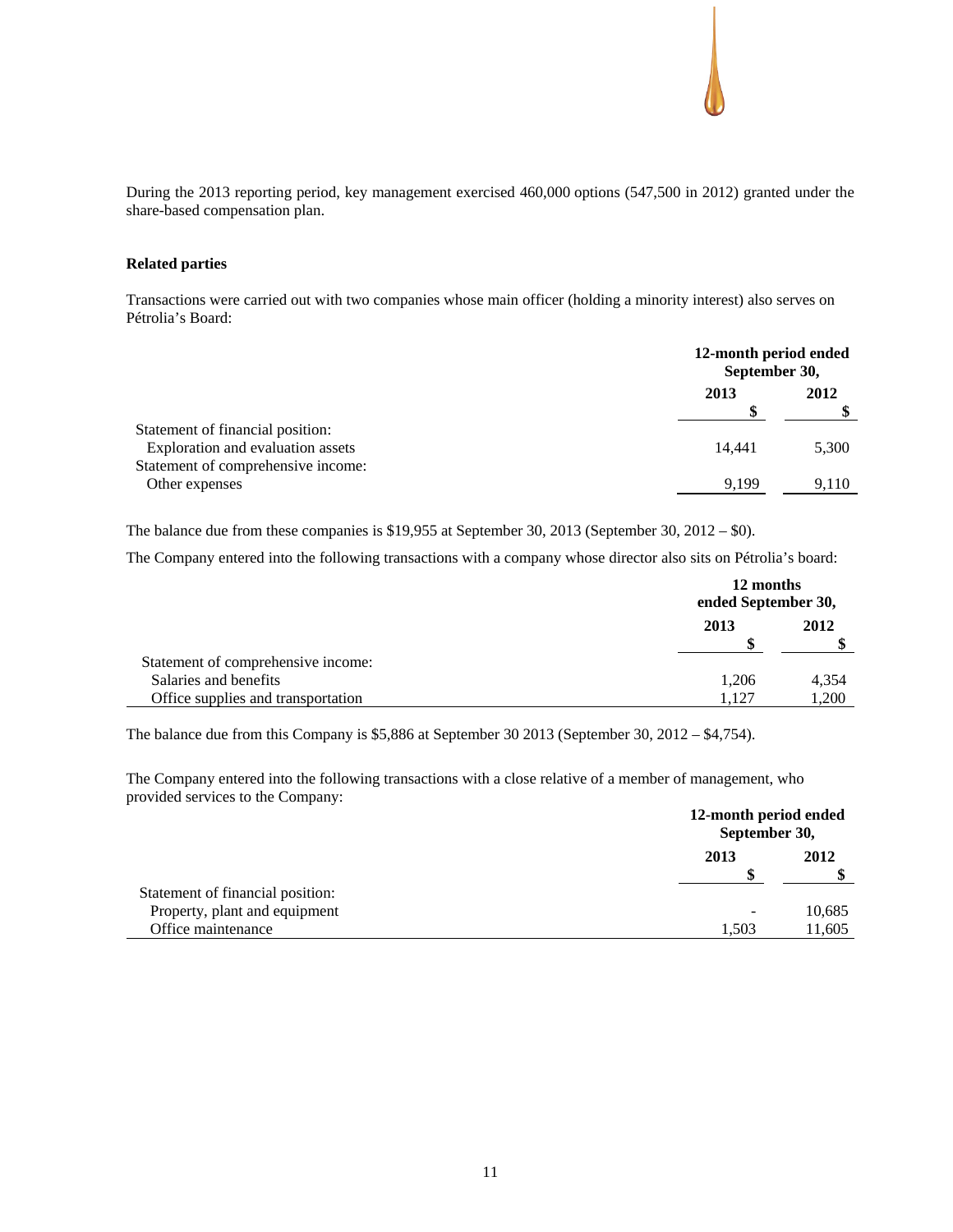During the 2013 reporting period, key management exercised 460,000 options (547,500 in 2012) granted under the share-based compensation plan.

**Related parties**

Transactions were carried out with two companies whose main officer (holding a minority interest) also serves on Pétrolia's Board:

| | 12-month period ended September 30, | |
|---|---|---|
| | 2013 | 2012 |
| | $ | $ |
| Statement of financial position: | | |
| Exploration and evaluation assets | 14,441 | 5,300 |
| Statement of comprehensive income: | | |
| Other expenses | 9,199 | 9,110 |

The balance due from these companies is $19,955 at September 30, 2013 (September 30, 2012 – $0).

The Company entered into the following transactions with a company whose director also sits on Pétrolia's board:

| | 12 months ended September 30, | |
|---|---|---|
| | 2013 | 2012 |
| | $ | $ |
| Statement of comprehensive income: | | |
| Salaries and benefits | 1,206 | 4,354 |
| Office supplies and transportation | 1,127 | 1,200 |

The balance due from this Company is $5,886 at September 30 2013 (September 30, 2012 – $4,754).

The Company entered into the following transactions with a close relative of a member of management, who provided services to the Company:

| | 12-month period ended September 30, | |
|---|---|---|
| | 2013 | 2012 |
| | $ | $ |
| Statement of financial position: | | |
| Property, plant and equipment | - | 10,685 |
| Office maintenance | 1,503 | 11,605 |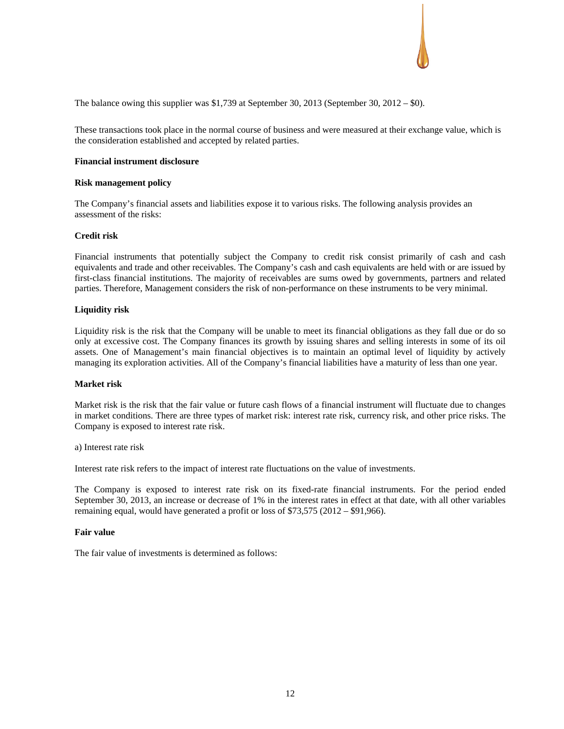The balance owing this supplier was $1,739 at September 30, 2013 (September 30, 2012 – $0).

These transactions took place in the normal course of business and were measured at their exchange value, which is the consideration established and accepted by related parties.

**Financial instrument disclosure**

**Risk management policy**

The Company's financial assets and liabilities expose it to various risks. The following analysis provides an assessment of the risks:

**Credit risk**

Financial instruments that potentially subject the Company to credit risk consist primarily of cash and cash equivalents and trade and other receivables. The Company's cash and cash equivalents are held with or are issued by first-class financial institutions. The majority of receivables are sums owed by governments, partners and related parties. Therefore, Management considers the risk of non-performance on these instruments to be very minimal.

**Liquidity risk**

Liquidity risk is the risk that the Company will be unable to meet its financial obligations as they fall due or do so only at excessive cost. The Company finances its growth by issuing shares and selling interests in some of its oil assets. One of Management's main financial objectives is to maintain an optimal level of liquidity by actively managing its exploration activities. All of the Company's financial liabilities have a maturity of less than one year.

**Market risk**

Market risk is the risk that the fair value or future cash flows of a financial instrument will fluctuate due to changes in market conditions. There are three types of market risk: interest rate risk, currency risk, and other price risks. The Company is exposed to interest rate risk.

a) Interest rate risk

Interest rate risk refers to the impact of interest rate fluctuations on the value of investments.

The Company is exposed to interest rate risk on its fixed-rate financial instruments. For the period ended September 30, 2013, an increase or decrease of 1% in the interest rates in effect at that date, with all other variables remaining equal, would have generated a profit or loss of $73,575 (2012 – $91,966).

**Fair value**

The fair value of investments is determined as follows: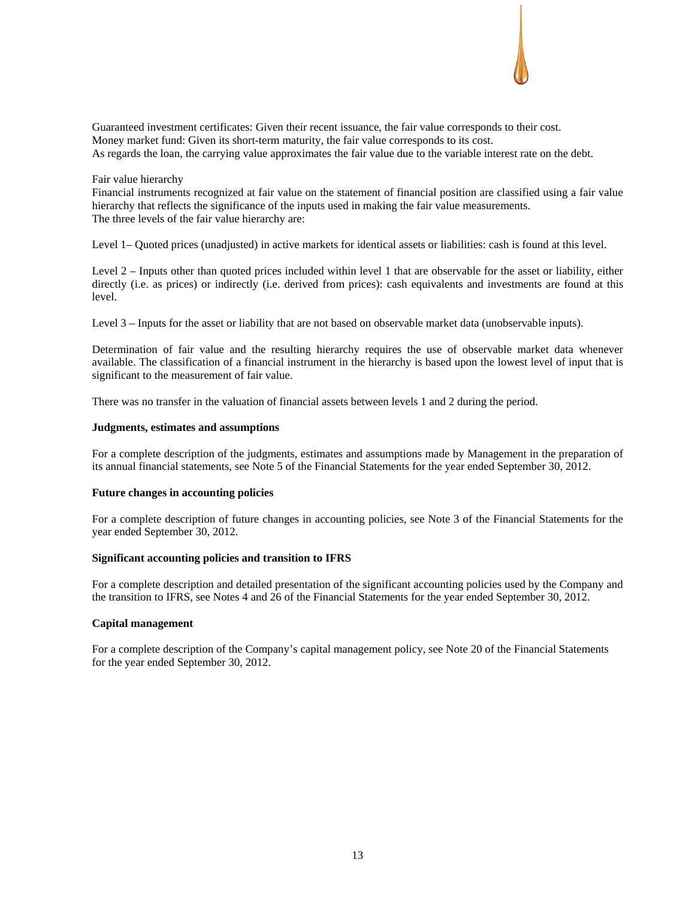Guaranteed investment certificates: Given their recent issuance, the fair value corresponds to their cost.
Money market fund: Given its short-term maturity, the fair value corresponds to its cost.
As regards the loan, the carrying value approximates the fair value due to the variable interest rate on the debt.

Fair value hierarchy

Financial instruments recognized at fair value on the statement of financial position are classified using a fair value hierarchy that reflects the significance of the inputs used in making the fair value measurements.
The three levels of the fair value hierarchy are:

Level 1– Quoted prices (unadjusted) in active markets for identical assets or liabilities: cash is found at this level.

Level 2 – Inputs other than quoted prices included within level 1 that are observable for the asset or liability, either directly (i.e. as prices) or indirectly (i.e. derived from prices): cash equivalents and investments are found at this level.

Level 3 – Inputs for the asset or liability that are not based on observable market data (unobservable inputs).

Determination of fair value and the resulting hierarchy requires the use of observable market data whenever available. The classification of a financial instrument in the hierarchy is based upon the lowest level of input that is significant to the measurement of fair value.

There was no transfer in the valuation of financial assets between levels 1 and 2 during the period.

**Judgments, estimates and assumptions**

For a complete description of the judgments, estimates and assumptions made by Management in the preparation of its annual financial statements, see Note 5 of the Financial Statements for the year ended September 30, 2012.

**Future changes in accounting policies**

For a complete description of future changes in accounting policies, see Note 3 of the Financial Statements for the year ended September 30, 2012.

**Significant accounting policies and transition to IFRS**

For a complete description and detailed presentation of the significant accounting policies used by the Company and the transition to IFRS, see Notes 4 and 26 of the Financial Statements for the year ended September 30, 2012.

**Capital management**

For a complete description of the Company's capital management policy, see Note 20 of the Financial Statements for the year ended September 30, 2012.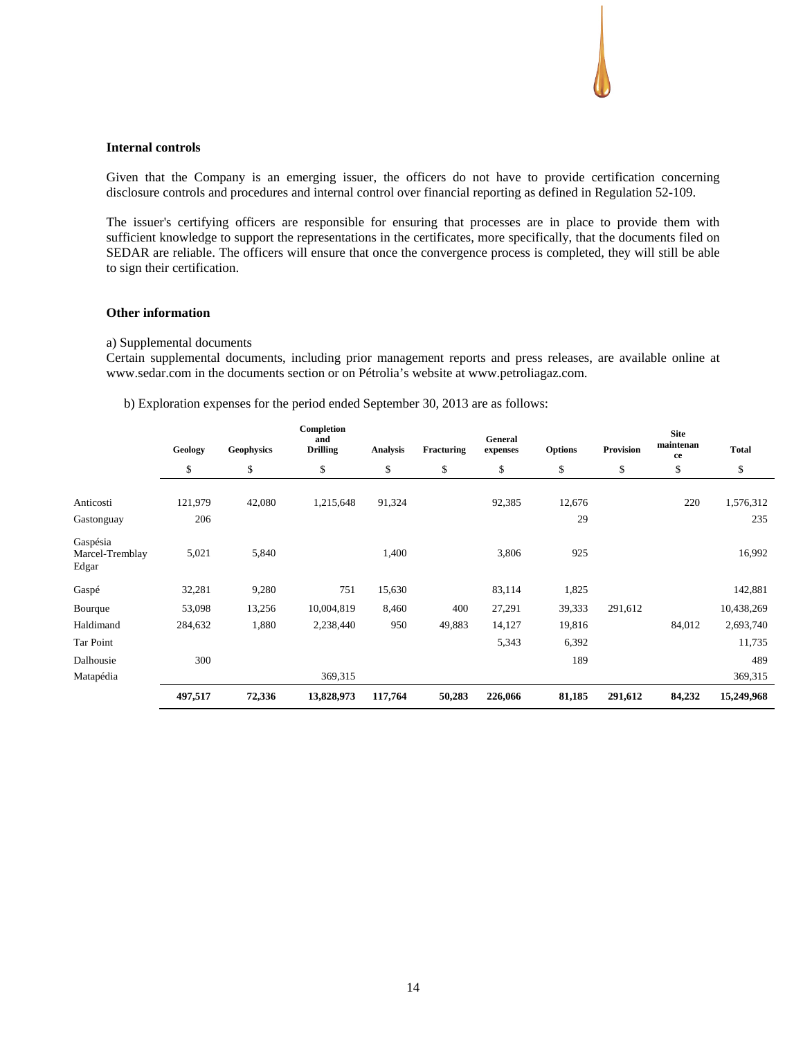**Internal controls**

Given that the Company is an emerging issuer, the officers do not have to provide certification concerning disclosure controls and procedures and internal control over financial reporting as defined in Regulation 52-109.

The issuer's certifying officers are responsible for ensuring that processes are in place to provide them with sufficient knowledge to support the representations in the certificates, more specifically, that the documents filed on SEDAR are reliable. The officers will ensure that once the convergence process is completed, they will still be able to sign their certification.

**Other information**

a) Supplemental documents

Certain supplemental documents, including prior management reports and press releases, are available online at www.sedar.com in the documents section or on Pétrolia's website at www.petroliagaz.com.

b) Exploration expenses for the period ended September 30, 2013 are as follows:

| | Geology | Geophysics | Completion and Drilling | Analysis | Fracturing | General expenses | Options | Provision | Site maintenance | Total |
|---|---|---|---|---|---|---|---|---|---|---|
| | $ | $ | $ | $ | $ | $ | $ | $ | $ | $ |
| Anticosti | 121,979 | 42,080 | 1,215,648 | 91,324 | | 92,385 | 12,676 | | 220 | 1,576,312 |
| Gastonguay | 206 | | | | | | 29 | | | 235 |
| Gaspésia Marcel-Tremblay Edgar | 5,021 | 5,840 | | 1,400 | | 3,806 | 925 | | | 16,992 |
| Gaspé | 32,281 | 9,280 | 751 | 15,630 | | 83,114 | 1,825 | | | 142,881 |
| Bourque | 53,098 | 13,256 | 10,004,819 | 8,460 | 400 | 27,291 | 39,333 | 291,612 | | 10,438,269 |
| Haldimand | 284,632 | 1,880 | 2,238,440 | 950 | 49,883 | 14,127 | 19,816 | | 84,012 | 2,693,740 |
| Tar Point | | | | | | 5,343 | 6,392 | | | 11,735 |
| Dalhousie | 300 | | | | | | 189 | | | 489 |
| Matapédia | | | 369,315 | | | | | | | 369,315 |
| | **497,517** | **72,336** | **13,828,973** | **117,764** | **50,283** | **226,066** | **81,185** | **291,612** | **84,232** | **15,249,968** |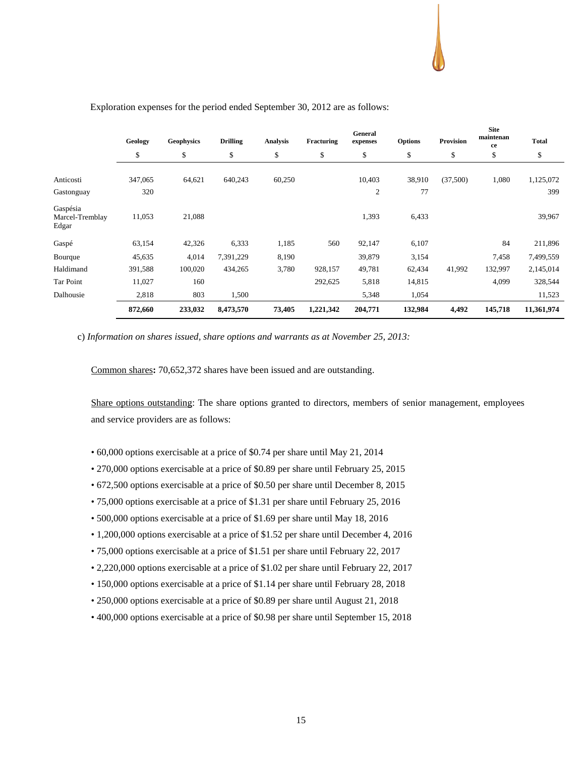Exploration expenses for the period ended September 30, 2012 are as follows:

| | Geology | Geophysics | Drilling | Analysis | Fracturing | General expenses | Options | Provision | Site maintenance | Total |
|---|---|---|---|---|---|---|---|---|---|---|
| | $ | $ | $ | $ | $ | $ | $ | $ | $ | $ |
| Anticosti | 347,065 | 64,621 | 640,243 | 60,250 | | 10,403 | 38,910 | (37,500) | 1,080 | 1,125,072 |
| Gastonguay | 320 | | | | | 2 | 77 | | | 399 |
| Gaspésia Marcel-Tremblay Edgar | 11,053 | 21,088 | | | | 1,393 | 6,433 | | | 39,967 |
| Gaspé | 63,154 | 42,326 | 6,333 | 1,185 | 560 | 92,147 | 6,107 | | 84 | 211,896 |
| Bourque | 45,635 | 4,014 | 7,391,229 | 8,190 | | 39,879 | 3,154 | | 7,458 | 7,499,559 |
| Haldimand | 391,588 | 100,020 | 434,265 | 3,780 | 928,157 | 49,781 | 62,434 | 41,992 | 132,997 | 2,145,014 |
| Tar Point | 11,027 | 160 | | | 292,625 | 5,818 | 14,815 | | 4,099 | 328,544 |
| Dalhousie | 2,818 | 803 | 1,500 | | | 5,348 | 1,054 | | | 11,523 |
| | **872,660** | **233,032** | **8,473,570** | **73,405** | **1,221,342** | **204,771** | **132,984** | **4,492** | **145,718** | **11,361,974** |

c) *Information on shares issued, share options and warrants as at November 25, 2013:*

Common shares**:** 70,652,372 shares have been issued and are outstanding.

Share options outstanding: The share options granted to directors, members of senior management, employees and service providers are as follows:

- 60,000 options exercisable at a price of $0.74 per share until May 21, 2014
- 270,000 options exercisable at a price of $0.89 per share until February 25, 2015
- 672,500 options exercisable at a price of $0.50 per share until December 8, 2015
- 75,000 options exercisable at a price of $1.31 per share until February 25, 2016
- 500,000 options exercisable at a price of $1.69 per share until May 18, 2016
- 1,200,000 options exercisable at a price of $1.52 per share until December 4, 2016
- 75,000 options exercisable at a price of $1.51 per share until February 22, 2017
- 2,220,000 options exercisable at a price of $1.02 per share until February 22, 2017
- 150,000 options exercisable at a price of $1.14 per share until February 28, 2018
- 250,000 options exercisable at a price of $0.89 per share until August 21, 2018
- 400,000 options exercisable at a price of $0.98 per share until September 15, 2018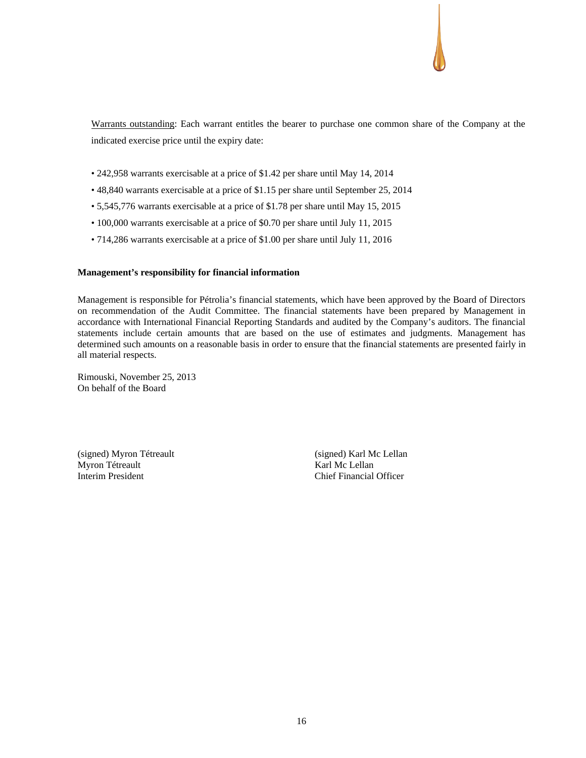Warrants outstanding: Each warrant entitles the bearer to purchase one common share of the Company at the indicated exercise price until the expiry date:

- 242,958 warrants exercisable at a price of $1.42 per share until May 14, 2014
- 48,840 warrants exercisable at a price of $1.15 per share until September 25, 2014
- 5,545,776 warrants exercisable at a price of $1.78 per share until May 15, 2015
- 100,000 warrants exercisable at a price of $0.70 per share until July 11, 2015
- 714,286 warrants exercisable at a price of $1.00 per share until July 11, 2016

**Management's responsibility for financial information**

Management is responsible for Pétrolia's financial statements, which have been approved by the Board of Directors on recommendation of the Audit Committee. The financial statements have been prepared by Management in accordance with International Financial Reporting Standards and audited by the Company's auditors. The financial statements include certain amounts that are based on the use of estimates and judgments. Management has determined such amounts on a reasonable basis in order to ensure that the financial statements are presented fairly in all material respects.

Rimouski, November 25, 2013
On behalf of the Board

(signed) Myron Tétreault
Myron Tétreault
Interim President

(signed) Karl Mc Lellan
Karl Mc Lellan
Chief Financial Officer